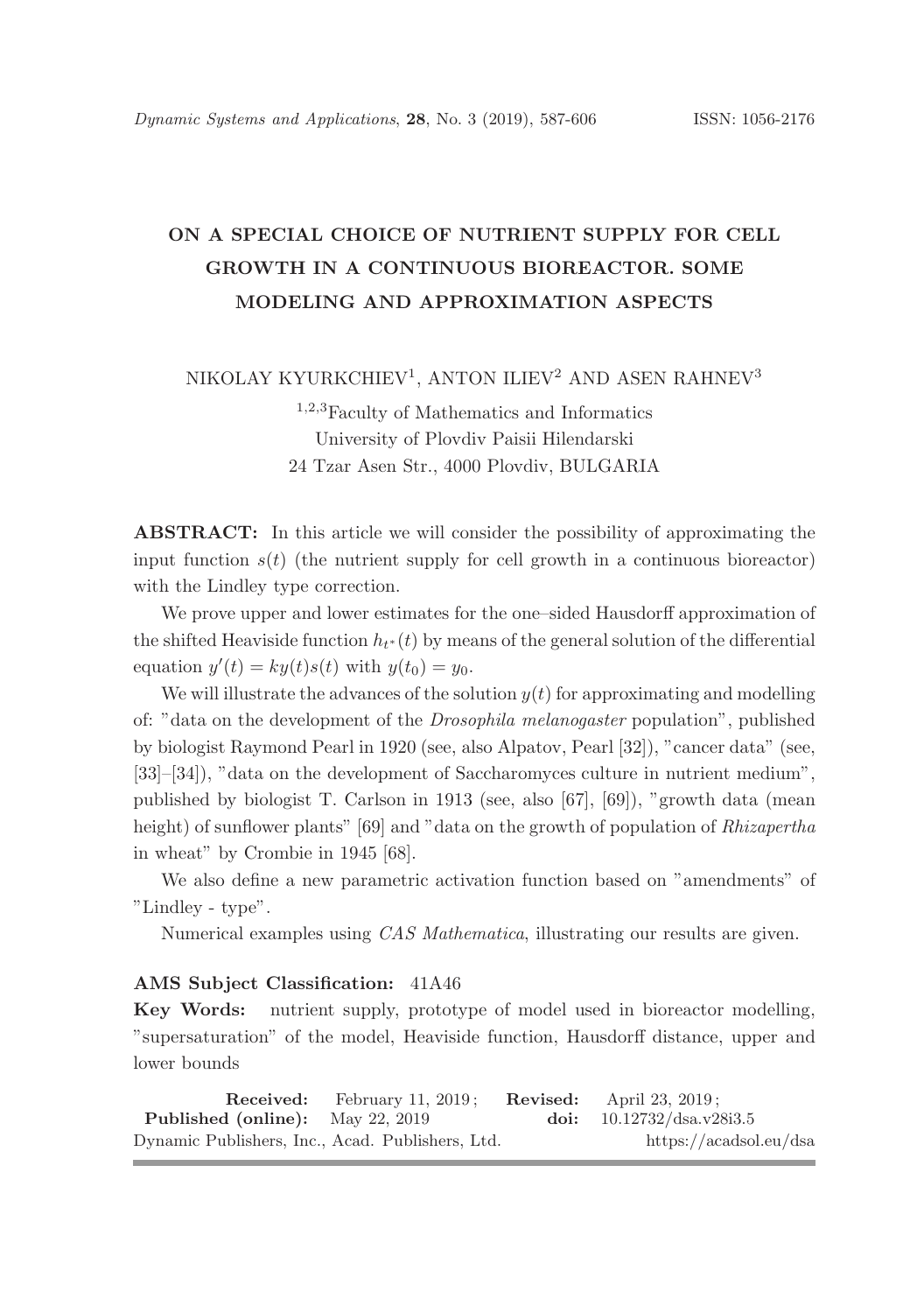# ON A SPECIAL CHOICE OF NUTRIENT SUPPLY FOR CELL GROWTH IN A CONTINUOUS BIOREACTOR. SOME MODELING AND APPROXIMATION ASPECTS

NIKOLAY KYURKCHIEV[1], ANTON ILIEV[2] AND ASEN RAHNEV[3]

[1,2,3]Faculty of Mathematics and Informatics
University of Plovdiv Paisii Hilendarski
24 Tzar Asen Str., 4000 Plovdiv, BULGARIA

**ABSTRACT:** In this article we will consider the possibility of approximating the input function $s(t)$ (the nutrient supply for cell growth in a continuous bioreactor) with the Lindley type correction.

We prove upper and lower estimates for the one–sided Hausdorff approximation of the shifted Heaviside function $h_{t^*}(t)$ by means of the general solution of the differential equation $y'(t) = ky(t)s(t)$ with $y(t_0) = y_0$.

We will illustrate the advances of the solution $y(t)$ for approximating and modelling of: "data on the development of the *Drosophila melanogaster* population", published by biologist Raymond Pearl in 1920 (see, also Alpatov, Pearl [32]), "cancer data" (see, [33]–[34]), "data on the development of Saccharomyces culture in nutrient medium", published by biologist T. Carlson in 1913 (see, also [67], [69]), "growth data (mean height) of sunflower plants" [69] and "data on the growth of population of *Rhizapertha* in wheat" by Crombie in 1945 [68].

We also define a new parametric activation function based on "amendments" of "Lindley - type".

Numerical examples using *CAS Mathematica*, illustrating our results are given.

**AMS Subject Classification:** 41A46

**Key Words:** nutrient supply, prototype of model used in bioreactor modelling, "supersaturation" of the model, Heaviside function, Hausdorff distance, upper and lower bounds

**Received:** February 11, 2019; **Revised:** April 23, 2019;
**Published (online):** May 22, 2019 **doi:** 10.12732/dsa.v28i3.5
Dynamic Publishers, Inc., Acad. Publishers, Ltd. https://acadsol.eu/dsa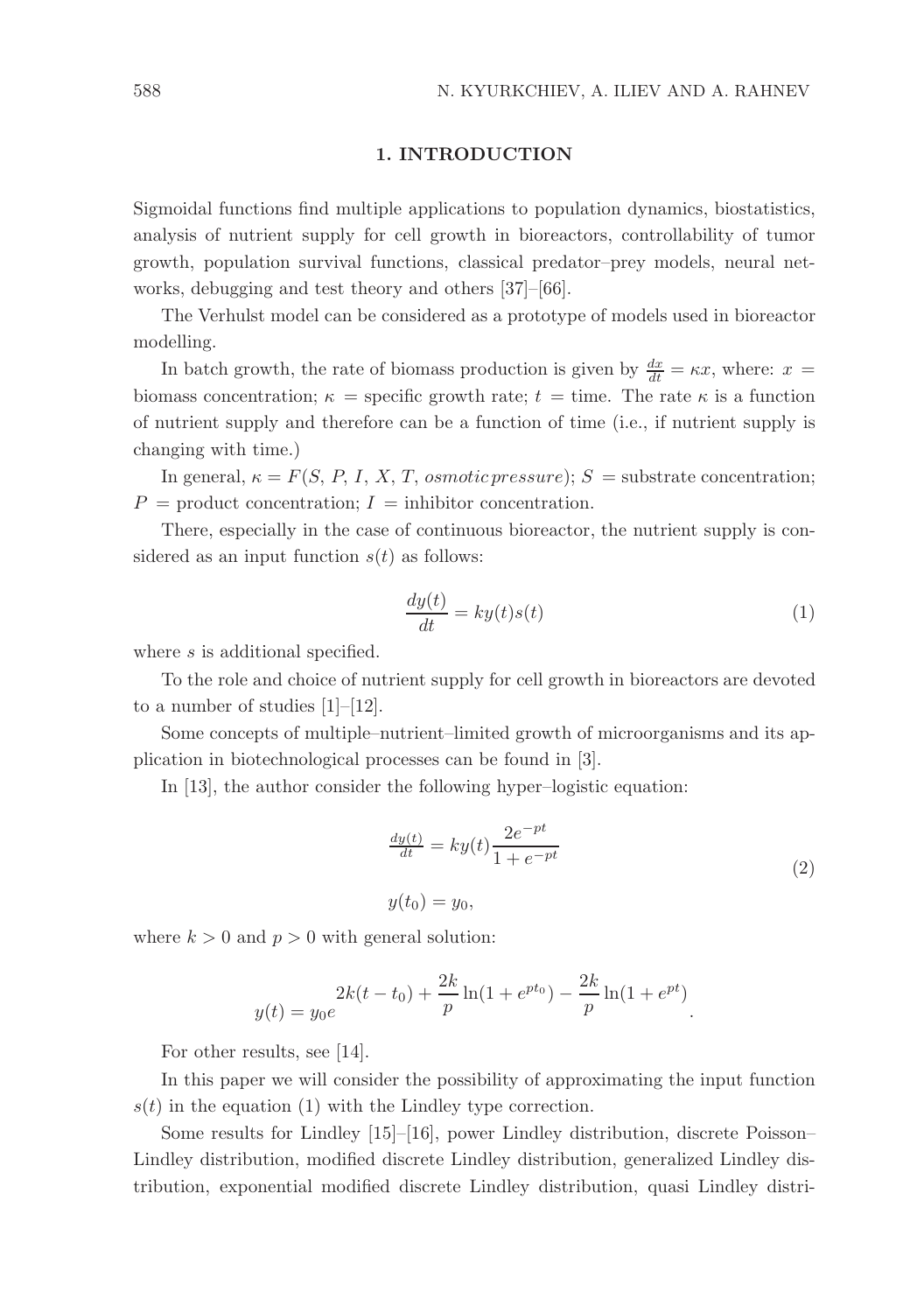## 1. INTRODUCTION

Sigmoidal functions find multiple applications to population dynamics, biostatistics, analysis of nutrient supply for cell growth in bioreactors, controllability of tumor growth, population survival functions, classical predator–prey models, neural networks, debugging and test theory and others [37]–[66].

The Verhulst model can be considered as a prototype of models used in bioreactor modelling.

In batch growth, the rate of biomass production is given by $\frac{dx}{dt} = \kappa x$, where: $x =$ biomass concentration; $\kappa =$ specific growth rate; $t =$ time. The rate $\kappa$ is a function of nutrient supply and therefore can be a function of time (i.e., if nutrient supply is changing with time.)

In general, $\kappa = F(S, P, I, X, T, \textit{osmotic pressure})$; $S =$ substrate concentration; $P =$ product concentration; $I =$ inhibitor concentration.

There, especially in the case of continuous bioreactor, the nutrient supply is considered as an input function $s(t)$ as follows:

$$\frac{dy(t)}{dt} = ky(t)s(t) \tag{1}$$

where $s$ is additional specified.

To the role and choice of nutrient supply for cell growth in bioreactors are devoted to a number of studies [1]–[12].

Some concepts of multiple–nutrient–limited growth of microorganisms and its application in biotechnological processes can be found in [3].

In [13], the author consider the following hyper–logistic equation:

$$\begin{aligned} \frac{dy(t)}{dt} &= ky(t)\frac{2e^{-pt}}{1 + e^{-pt}} \\ y(t_0) &= y_0, \end{aligned} \tag{2}$$

where $k > 0$ and $p > 0$ with general solution:

$$y(t) = y_0 e^{2k(t - t_0) + \frac{2k}{p}\ln(1 + e^{pt_0}) - \frac{2k}{p}\ln(1 + e^{pt})}.$$

For other results, see [14].

In this paper we will consider the possibility of approximating the input function $s(t)$ in the equation (1) with the Lindley type correction.

Some results for Lindley [15]–[16], power Lindley distribution, discrete Poisson–Lindley distribution, modified discrete Lindley distribution, generalized Lindley distribution, exponential modified discrete Lindley distribution, quasi Lindley distri-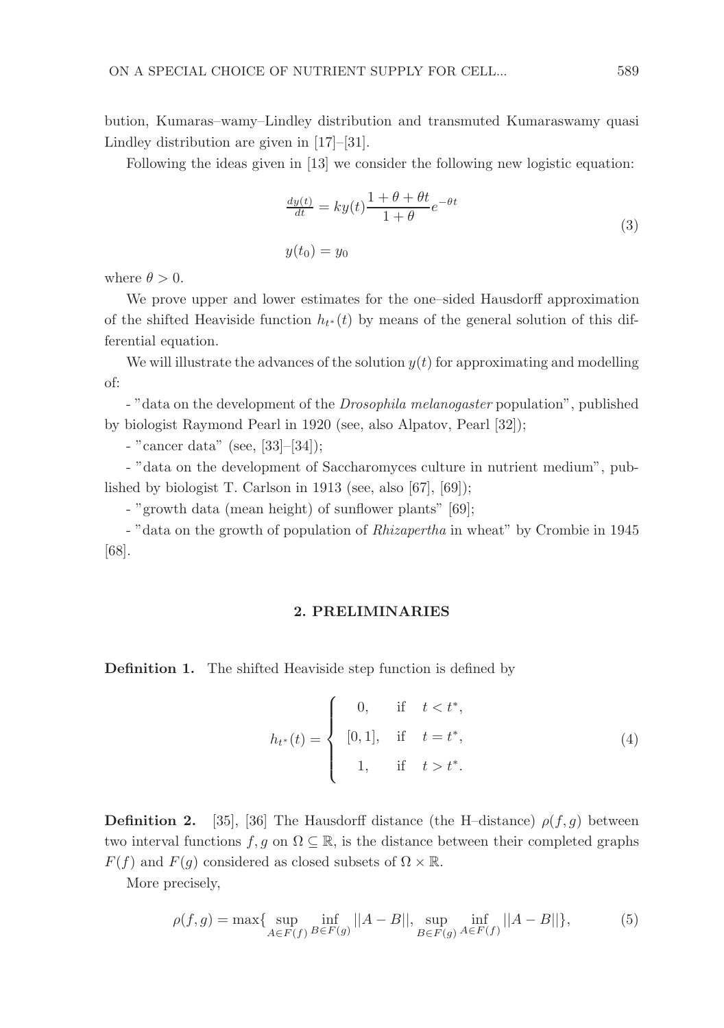bution, Kumaras–wamy–Lindley distribution and transmuted Kumaraswamy quasi Lindley distribution are given in [17]–[31].

Following the ideas given in [13] we consider the following new logistic equation:

$$
\begin{aligned}
&\tfrac{dy(t)}{dt} = ky(t)\frac{1+\theta+\theta t}{1+\theta}e^{-\theta t} \\
&y(t_0) = y_0
\end{aligned}
\tag{3}
$$

where $\theta > 0$.

We prove upper and lower estimates for the one–sided Hausdorff approximation of the shifted Heaviside function $h_{t^*}(t)$ by means of the general solution of this differential equation.

We will illustrate the advances of the solution $y(t)$ for approximating and modelling of:

- "data on the development of the *Drosophila melanogaster* population", published by biologist Raymond Pearl in 1920 (see, also Alpatov, Pearl [32]);

- "cancer data" (see, [33]–[34]);

- "data on the development of Saccharomyces culture in nutrient medium", published by biologist T. Carlson in 1913 (see, also [67], [69]);

- "growth data (mean height) of sunflower plants" [69];

- "data on the growth of population of *Rhizapertha* in wheat" by Crombie in 1945 [68].

## 2. PRELIMINARIES

**Definition 1.** The shifted Heaviside step function is defined by

$$
h_{t^*}(t) = \begin{cases} 0, & \text{if} \quad t < t^*, \\ [0,1], & \text{if} \quad t = t^*, \\ 1, & \text{if} \quad t > t^*. \end{cases}
\tag{4}
$$

**Definition 2.** [35], [36] The Hausdorff distance (the H–distance) $\rho(f,g)$ between two interval functions $f, g$ on $\Omega \subseteq \mathbb{R}$, is the distance between their completed graphs $F(f)$ and $F(g)$ considered as closed subsets of $\Omega \times \mathbb{R}$.

More precisely,

$$
\rho(f,g) = \max\{\sup_{A\in F(f)} \inf_{B\in F(g)} ||A-B||, \sup_{B\in F(g)} \inf_{A\in F(f)} ||A-B||\},
\tag{5}
$$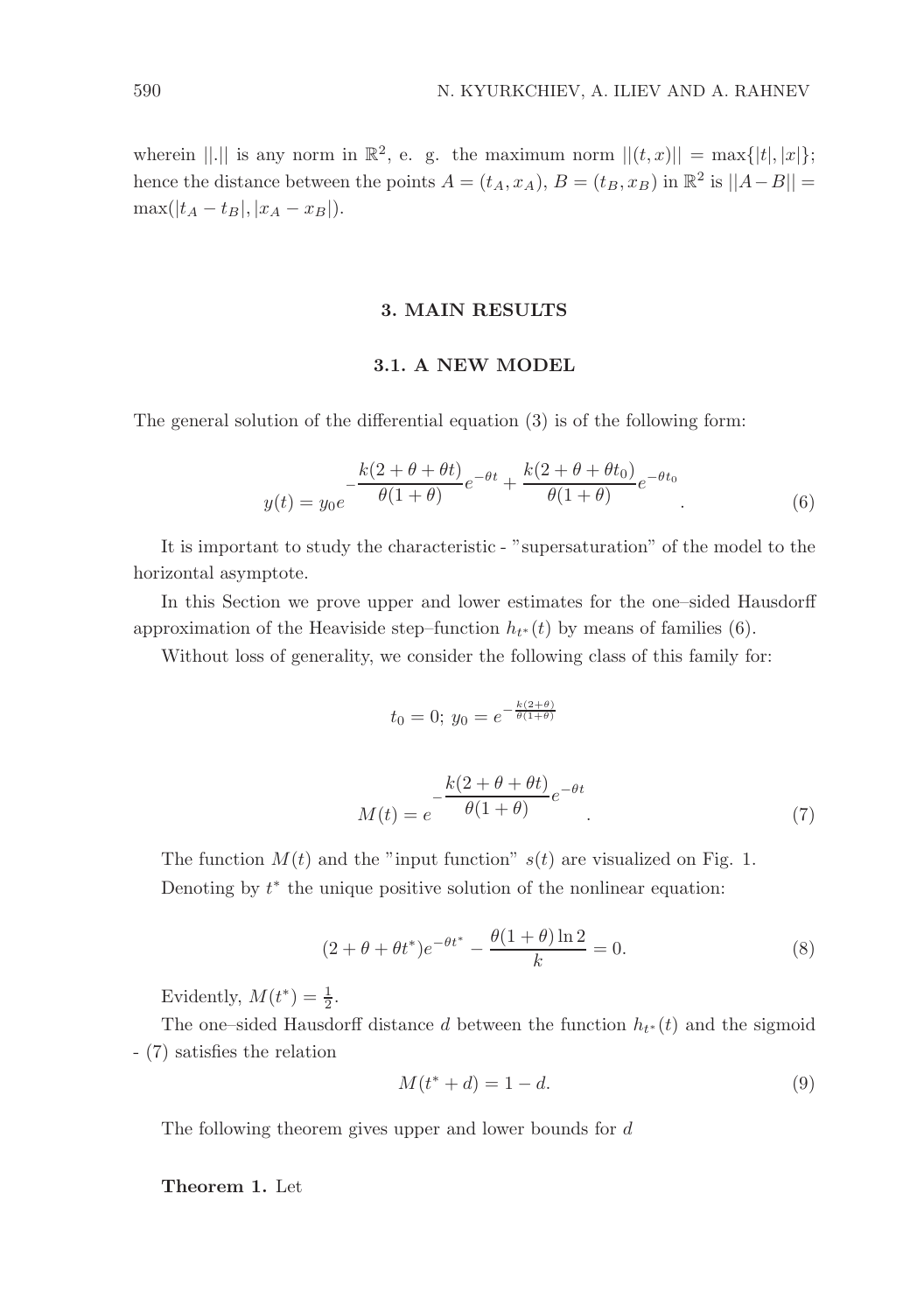wherein $||.||$ is any norm in $\mathbb{R}^2$, e. g. the maximum norm $||(t,x)|| = \max\{|t|,|x|\}$; hence the distance between the points $A = (t_A, x_A)$, $B = (t_B, x_B)$ in $\mathbb{R}^2$ is $||A-B|| = \max(|t_A - t_B|, |x_A - x_B|)$.

## 3. MAIN RESULTS

### 3.1. A NEW MODEL

The general solution of the differential equation (3) is of the following form:

$$y(t) = y_0 e^{-\dfrac{k(2+\theta+\theta t)}{\theta(1+\theta)}e^{-\theta t} + \dfrac{k(2+\theta+\theta t_0)}{\theta(1+\theta)}e^{-\theta t_0}}. \tag{6}$$

It is important to study the characteristic - "supersaturation" of the model to the horizontal asymptote.

In this Section we prove upper and lower estimates for the one–sided Hausdorff approximation of the Heaviside step–function $h_{t^*}(t)$ by means of families (6).

Without loss of generality, we consider the following class of this family for:

$$t_0 = 0;\ y_0 = e^{-\frac{k(2+\theta)}{\theta(1+\theta)}}$$

$$M(t) = e^{-\dfrac{k(2+\theta+\theta t)}{\theta(1+\theta)}e^{-\theta t}}. \tag{7}$$

The function $M(t)$ and the "input function" $s(t)$ are visualized on Fig. 1.

Denoting by $t^*$ the unique positive solution of the nonlinear equation:

$$(2+\theta+\theta t^*)e^{-\theta t^*} - \frac{\theta(1+\theta)\ln 2}{k} = 0. \tag{8}$$

Evidently, $M(t^*) = \frac{1}{2}$.

The one–sided Hausdorff distance $d$ between the function $h_{t^*}(t)$ and the sigmoid - (7) satisfies the relation

$$M(t^* + d) = 1 - d. \tag{9}$$

The following theorem gives upper and lower bounds for $d$

**Theorem 1.** Let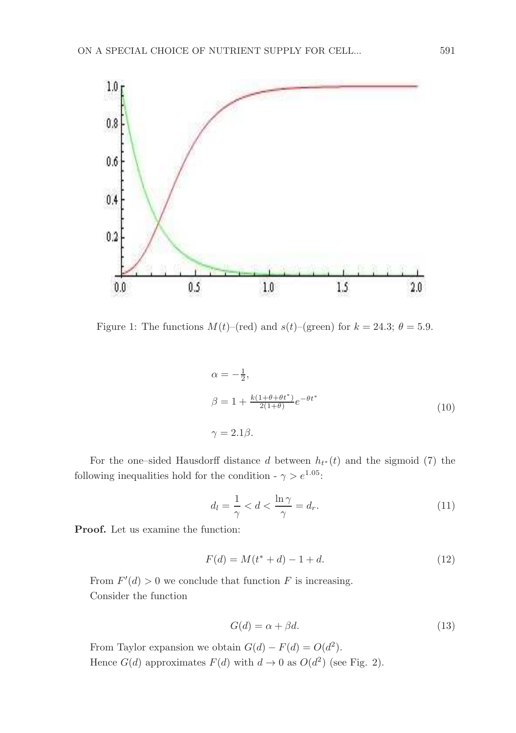Figure 1: The functions $M(t)$–(red) and $s(t)$–(green) for $k = 24.3$; $\theta = 5.9$.

$$
\begin{aligned}
&\alpha = -\tfrac{1}{2}, \\
&\beta = 1 + \tfrac{k(1+\theta+\theta t^*)}{2(1+\theta)} e^{-\theta t^*} \\
&\gamma = 2.1\beta.
\end{aligned}
\tag{10}
$$

For the one–sided Hausdorff distance $d$ between $h_{t^*}(t)$ and the sigmoid (7) the following inequalities hold for the condition - $\gamma > e^{1.05}$:

$$
d_l = \frac{1}{\gamma} < d < \frac{\ln \gamma}{\gamma} = d_r. \tag{11}
$$

**Proof.** Let us examine the function:

$$
F(d) = M(t^* + d) - 1 + d. \tag{12}
$$

From $F'(d) > 0$ we conclude that function $F$ is increasing.

Consider the function

$$
G(d) = \alpha + \beta d. \tag{13}
$$

From Taylor expansion we obtain $G(d) - F(d) = O(d^2)$.

Hence $G(d)$ approximates $F(d)$ with $d \to 0$ as $O(d^2)$ (see Fig. 2).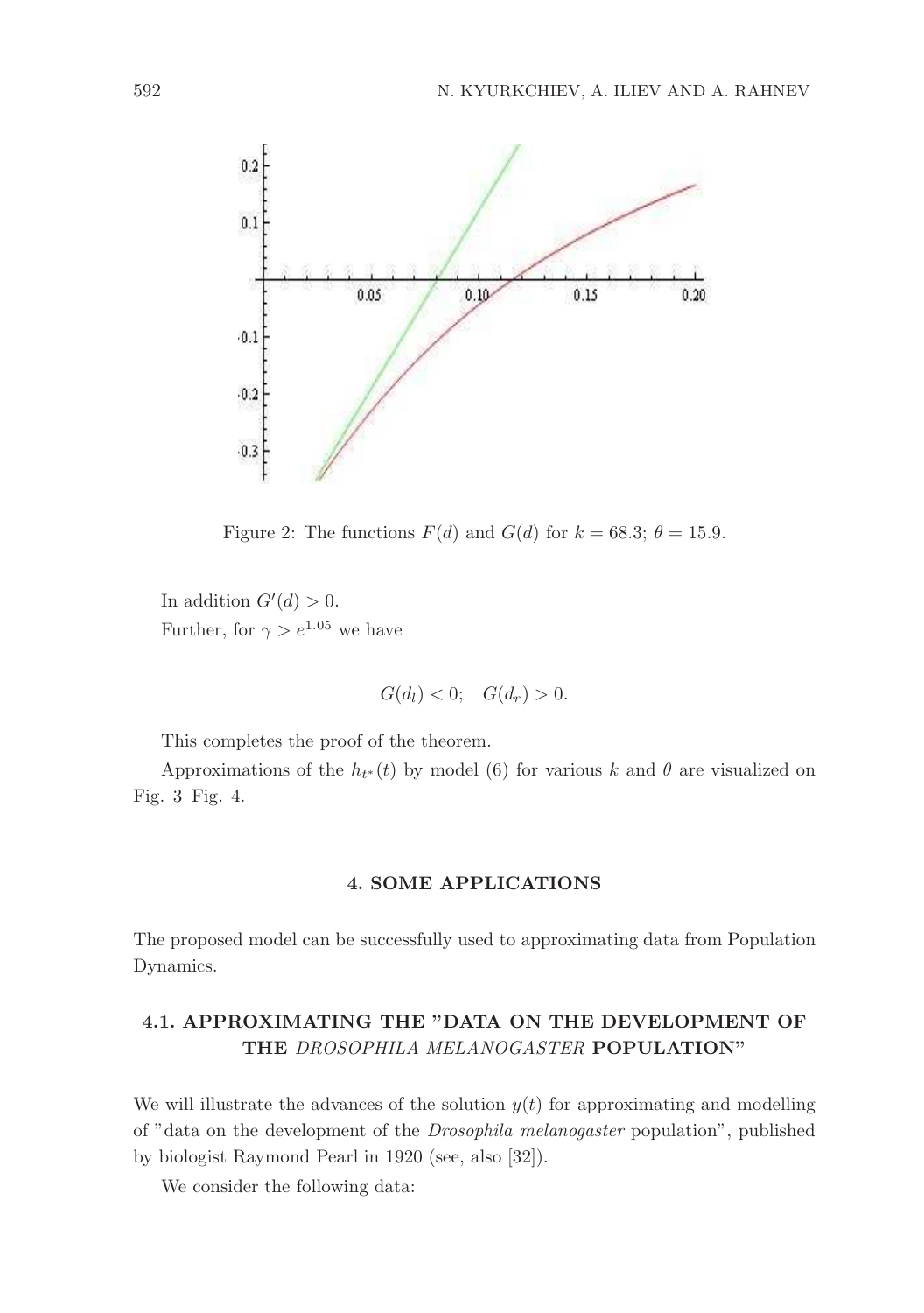Figure 2: The functions $F(d)$ and $G(d)$ for $k = 68.3$; $\theta = 15.9$.

In addition $G'(d) > 0$.

Further, for $\gamma > e^{1.05}$ we have

$$G(d_l) < 0; \quad G(d_r) > 0.$$

This completes the proof of the theorem.

Approximations of the $h_{t^*}(t)$ by model (6) for various $k$ and $\theta$ are visualized on Fig. 3–Fig. 4.

## 4. SOME APPLICATIONS

The proposed model can be successfully used to approximating data from Population Dynamics.

### 4.1. APPROXIMATING THE "DATA ON THE DEVELOPMENT OF THE *DROSOPHILA MELANOGASTER* POPULATION"

We will illustrate the advances of the solution $y(t)$ for approximating and modelling of "data on the development of the *Drosophila melanogaster* population", published by biologist Raymond Pearl in 1920 (see, also [32]).

We consider the following data: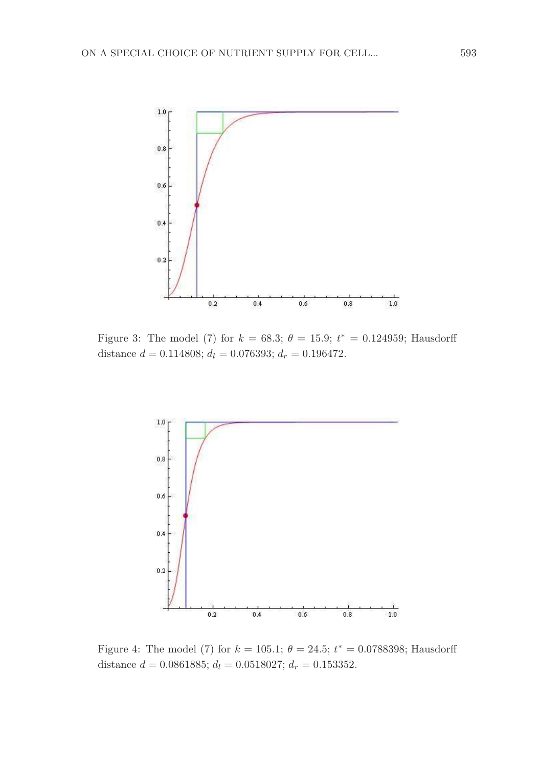Figure 3: The model (7) for $k = 68.3$; $\theta = 15.9$; $t^* = 0.124959$; Hausdorff distance $d = 0.114808$; $d_l = 0.076393$; $d_r = 0.196472$.

Figure 4: The model (7) for $k = 105.1$; $\theta = 24.5$; $t^* = 0.0788398$; Hausdorff distance $d = 0.0861885$; $d_l = 0.0518027$; $d_r = 0.153352$.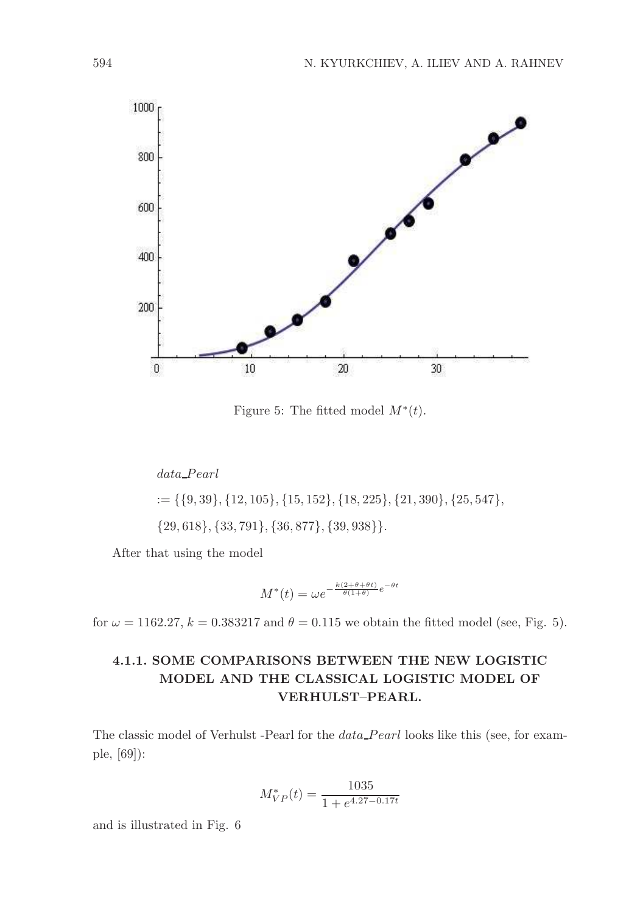Figure 5: The fitted model $M^*(t)$.

$data\_Pearl$

$:= \{\{9, 39\}, \{12, 105\}, \{15, 152\}, \{18, 225\}, \{21, 390\}, \{25, 547\},$

$\{29, 618\}, \{33, 791\}, \{36, 877\}, \{39, 938\}\}.$

After that using the model

$$M^*(t) = \omega e^{-\frac{k(2+\theta+\theta t)}{\theta(1+\theta)} e^{-\theta t}}$$

for $\omega = 1162.27$, $k = 0.383217$ and $\theta = 0.115$ we obtain the fitted model (see, Fig. 5).

#### 4.1.1. SOME COMPARISONS BETWEEN THE NEW LOGISTIC MODEL AND THE CLASSICAL LOGISTIC MODEL OF VERHULST–PEARL.

The classic model of Verhulst -Pearl for the $data\_Pearl$ looks like this (see, for example, [69]):

$$M^*_{VP}(t) = \frac{1035}{1 + e^{4.27 - 0.17t}}$$

and is illustrated in Fig. 6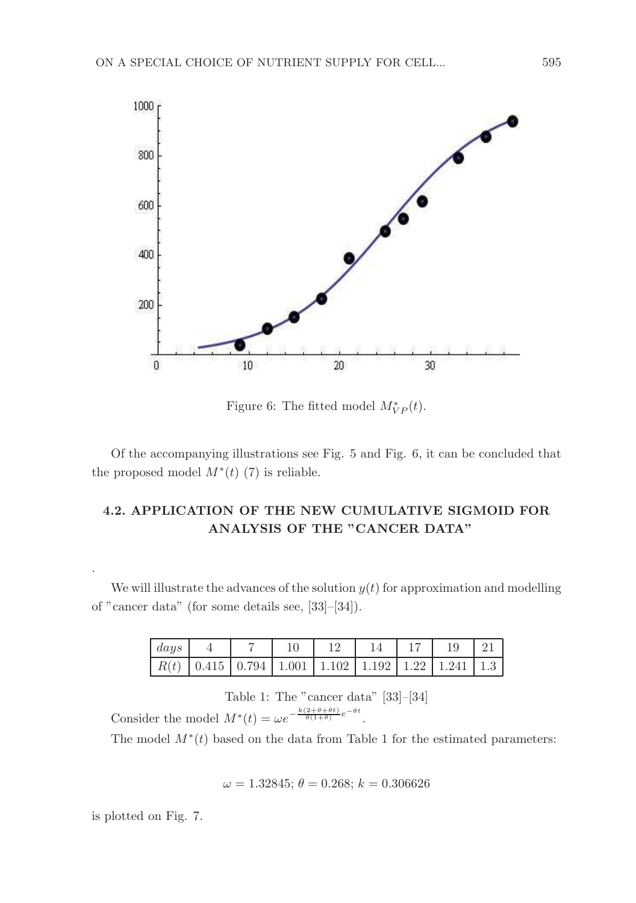Figure 6: The fitted model $M^*_{VP}(t)$.

Of the accompanying illustrations see Fig. 5 and Fig. 6, it can be concluded that the proposed model $M^*(t)$ (7) is reliable.

## 4.2. APPLICATION OF THE NEW CUMULATIVE SIGMOID FOR ANALYSIS OF THE "CANCER DATA"

.

We will illustrate the advances of the solution $y(t)$ for approximation and modelling of "cancer data" (for some details see, [33]–[34]).

| $days$ | 4 | 7 | 10 | 12 | 14 | 17 | 19 | 21 |
|---|---|---|---|---|---|---|---|---|
| $R(t)$ | 0.415 | 0.794 | 1.001 | 1.102 | 1.192 | 1.22 | 1.241 | 1.3 |

Table 1: The "cancer data" [33]–[34]

Consider the model $M^*(t) = \omega e^{-\frac{k(2+\theta+\theta t)}{\theta(1+\theta)}e^{-\theta t}}$.

The model $M^*(t)$ based on the data from Table 1 for the estimated parameters:

$$\omega = 1.32845;\ \theta = 0.268;\ k = 0.306626$$

is plotted on Fig. 7.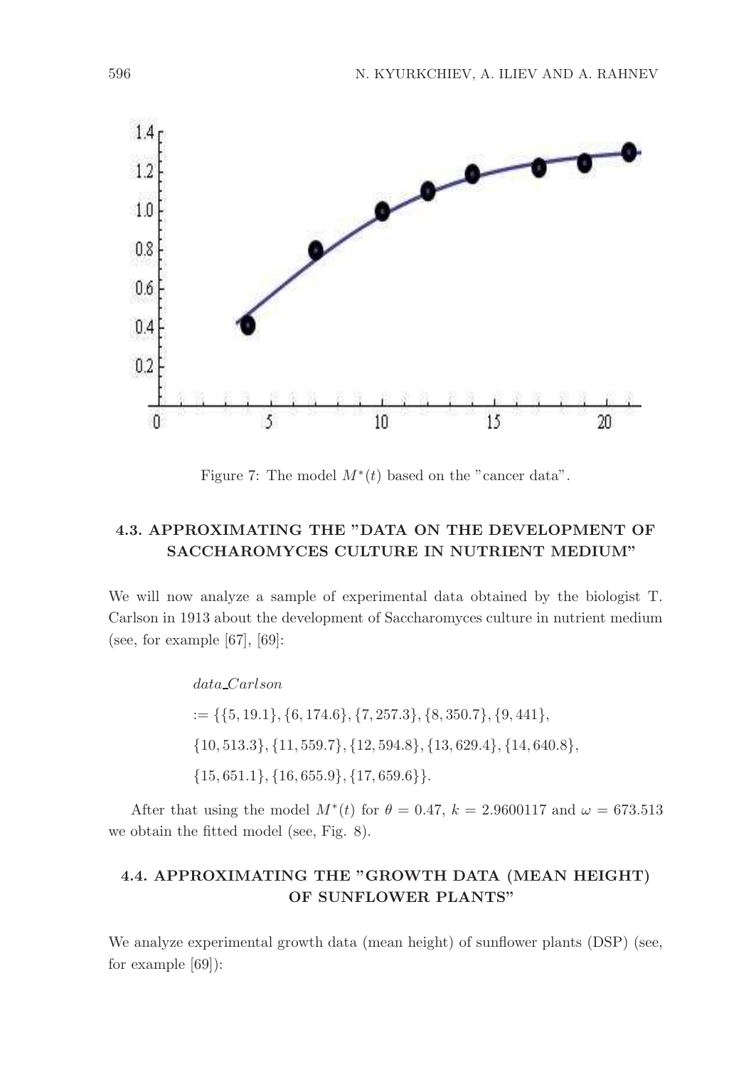Figure 7: The model $M^*(t)$ based on the "cancer data".

### 4.3. APPROXIMATING THE "DATA ON THE DEVELOPMENT OF SACCHAROMYCES CULTURE IN NUTRIENT MEDIUM"

We will now analyze a sample of experimental data obtained by the biologist T. Carlson in 1913 about the development of Saccharomyces culture in nutrient medium (see, for example [67], [69]:

$$
\begin{aligned}
&data\_Carlson \\
&:= \{\{5, 19.1\}, \{6, 174.6\}, \{7, 257.3\}, \{8, 350.7\}, \{9, 441\}, \\
&\{10, 513.3\}, \{11, 559.7\}, \{12, 594.8\}, \{13, 629.4\}, \{14, 640.8\}, \\
&\{15, 651.1\}, \{16, 655.9\}, \{17, 659.6\}\}.
\end{aligned}
$$

After that using the model $M^*(t)$ for $\theta = 0.47$, $k = 2.9600117$ and $\omega = 673.513$ we obtain the fitted model (see, Fig. 8).

### 4.4. APPROXIMATING THE "GROWTH DATA (MEAN HEIGHT) OF SUNFLOWER PLANTS"

We analyze experimental growth data (mean height) of sunflower plants (DSP) (see, for example [69]):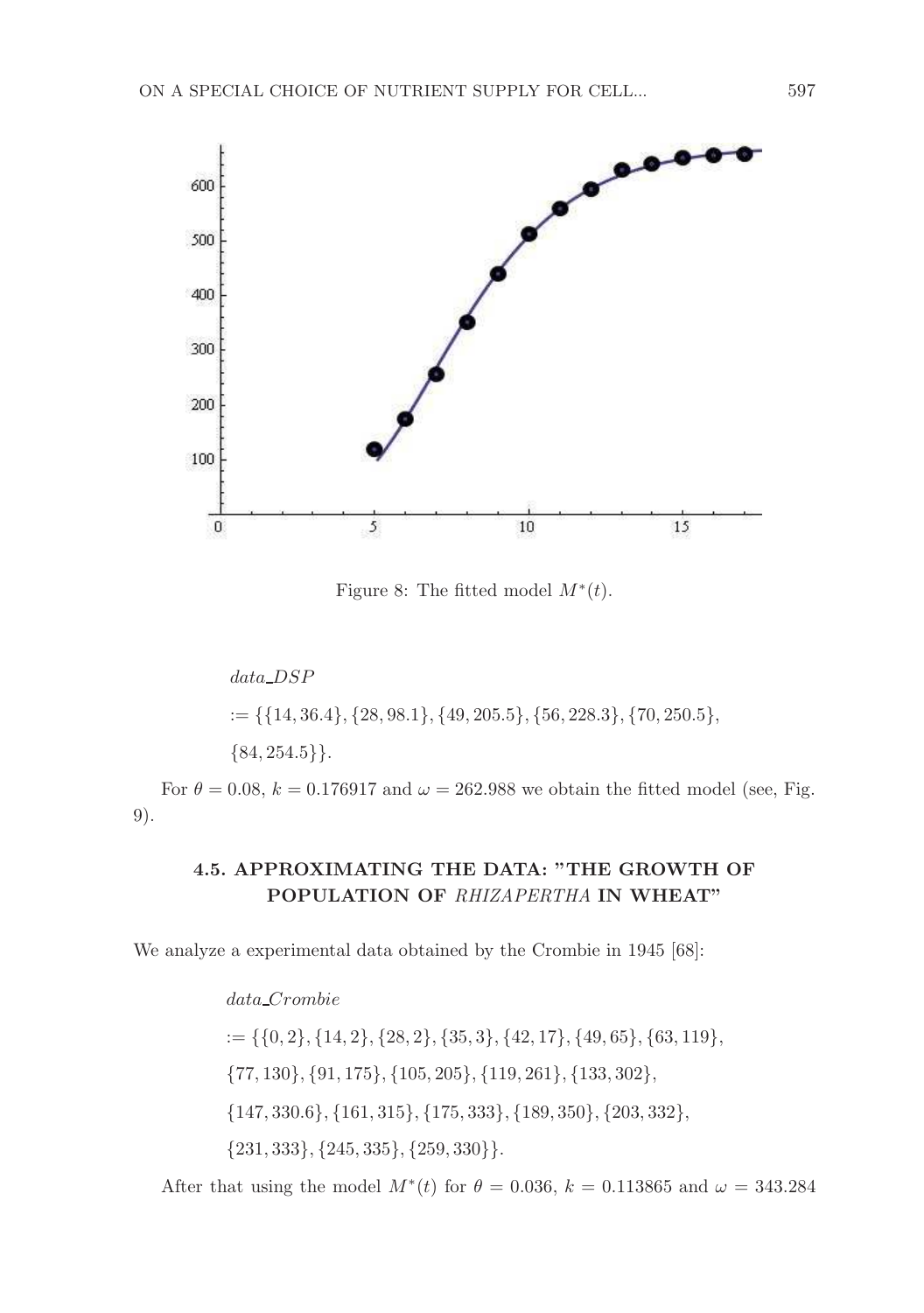Figure 8: The fitted model $M^*(t)$.

$$
\begin{aligned}
&data\_DSP \\
&:= \{\{14, 36.4\}, \{28, 98.1\}, \{49, 205.5\}, \{56, 228.3\}, \{70, 250.5\}, \\
&\{84, 254.5\}\}.
\end{aligned}
$$

For $\theta = 0.08$, $k = 0.176917$ and $\omega = 262.988$ we obtain the fitted model (see, Fig. 9).

### 4.5. APPROXIMATING THE DATA: "THE GROWTH OF POPULATION OF *RHIZAPERTHA* IN WHEAT"

We analyze a experimental data obtained by the Crombie in 1945 [68]:

$$
\begin{aligned}
&data\_Crombie \\
&:= \{\{0, 2\}, \{14, 2\}, \{28, 2\}, \{35, 3\}, \{42, 17\}, \{49, 65\}, \{63, 119\}, \\
&\{77, 130\}, \{91, 175\}, \{105, 205\}, \{119, 261\}, \{133, 302\}, \\
&\{147, 330.6\}, \{161, 315\}, \{175, 333\}, \{189, 350\}, \{203, 332\}, \\
&\{231, 333\}, \{245, 335\}, \{259, 330\}\}.
\end{aligned}
$$

After that using the model $M^*(t)$ for $\theta = 0.036$, $k = 0.113865$ and $\omega = 343.284$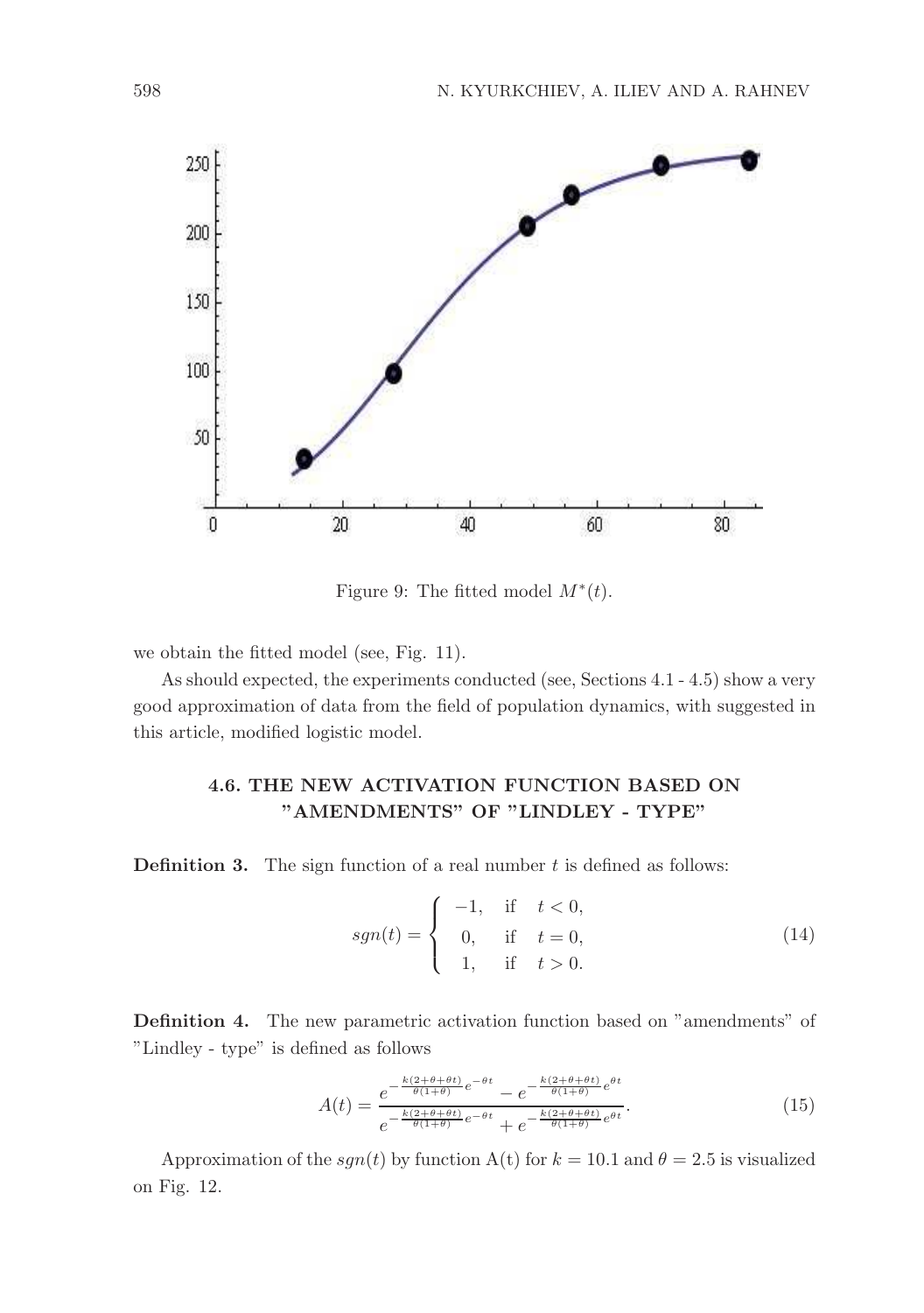Figure 9: The fitted model $M^*(t)$.

we obtain the fitted model (see, Fig. 11).

As should expected, the experiments conducted (see, Sections 4.1 - 4.5) show a very good approximation of data from the field of population dynamics, with suggested in this article, modified logistic model.

### 4.6. THE NEW ACTIVATION FUNCTION BASED ON "AMENDMENTS" OF "LINDLEY - TYPE"

**Definition 3.** The sign function of a real number $t$ is defined as follows:

$$sgn(t) = \begin{cases} -1, & \text{if} \quad t < 0, \\ 0, & \text{if} \quad t = 0, \\ 1, & \text{if} \quad t > 0. \end{cases} \tag{14}$$

**Definition 4.** The new parametric activation function based on "amendments" of "Lindley - type" is defined as follows

$$A(t) = \frac{e^{-\frac{k(2+\theta+\theta t)}{\theta(1+\theta)}e^{-\theta t}} - e^{-\frac{k(2+\theta+\theta t)}{\theta(1+\theta)}e^{\theta t}}}{e^{-\frac{k(2+\theta+\theta t)}{\theta(1+\theta)}e^{-\theta t}} + e^{-\frac{k(2+\theta+\theta t)}{\theta(1+\theta)}e^{\theta t}}}. \tag{15}$$

Approximation of the $sgn(t)$ by function A(t) for $k = 10.1$ and $\theta = 2.5$ is visualized on Fig. 12.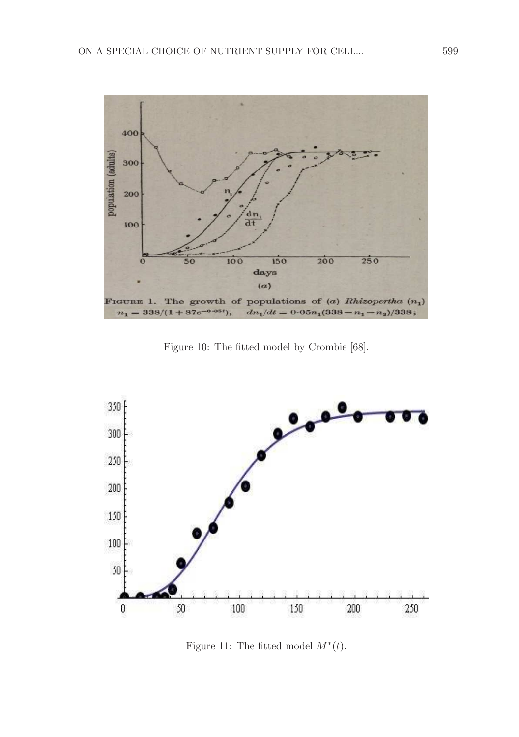Figure 10: The fitted model by Crombie [68].

Figure 11: The fitted model $M^*(t)$.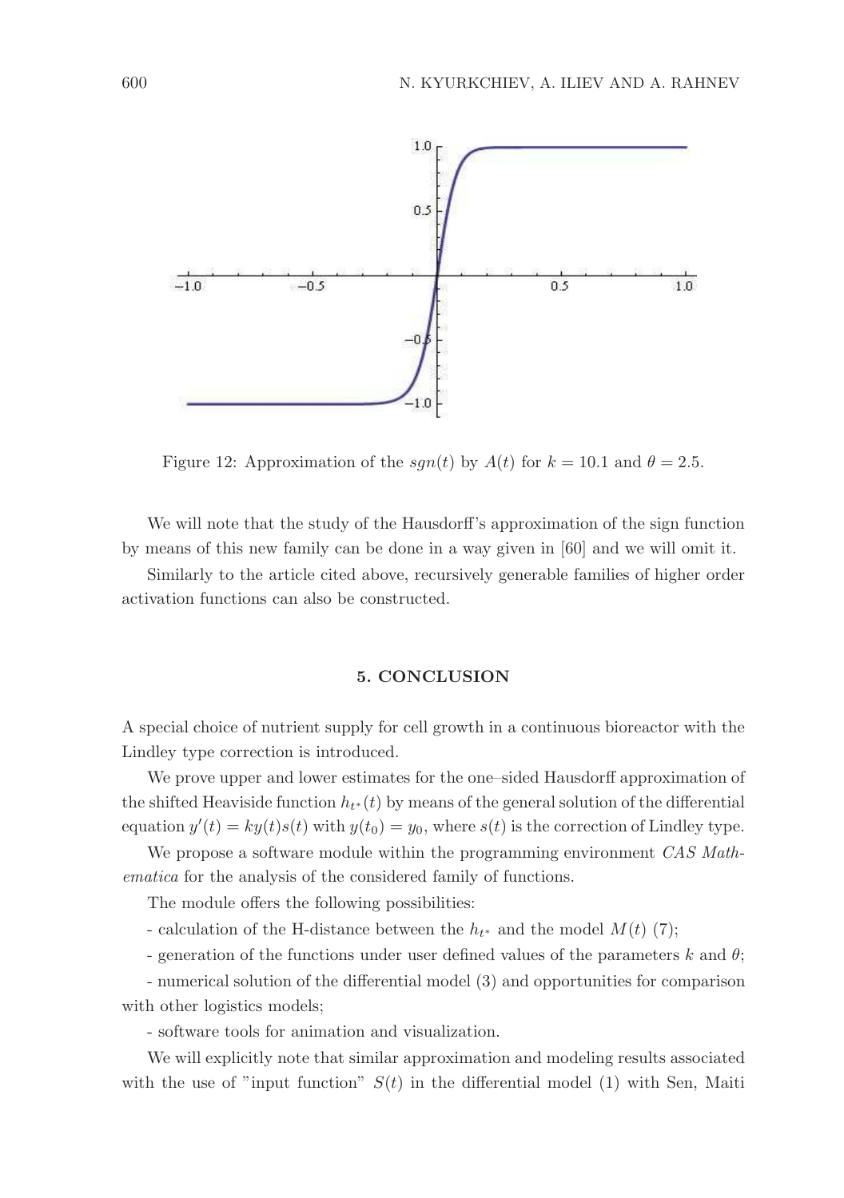Figure 12: Approximation of the $sgn(t)$ by $A(t)$ for $k = 10.1$ and $\theta = 2.5$.

We will note that the study of the Hausdorff's approximation of the sign function by means of this new family can be done in a way given in [60] and we will omit it.

Similarly to the article cited above, recursively generable families of higher order activation functions can also be constructed.

## 5. CONCLUSION

A special choice of nutrient supply for cell growth in a continuous bioreactor with the Lindley type correction is introduced.

We prove upper and lower estimates for the one–sided Hausdorff approximation of the shifted Heaviside function $h_{t^*}(t)$ by means of the general solution of the differential equation $y'(t) = ky(t)s(t)$ with $y(t_0) = y_0$, where $s(t)$ is the correction of Lindley type.

We propose a software module within the programming environment *CAS Mathematica* for the analysis of the considered family of functions.

The module offers the following possibilities:

- calculation of the H-distance between the $h_{t^*}$ and the model $M(t)$ (7);

- generation of the functions under user defined values of the parameters $k$ and $\theta$;

- numerical solution of the differential model (3) and opportunities for comparison with other logistics models;

- software tools for animation and visualization.

We will explicitly note that similar approximation and modeling results associated with the use of "input function" $S(t)$ in the differential model (1) with Sen, Maiti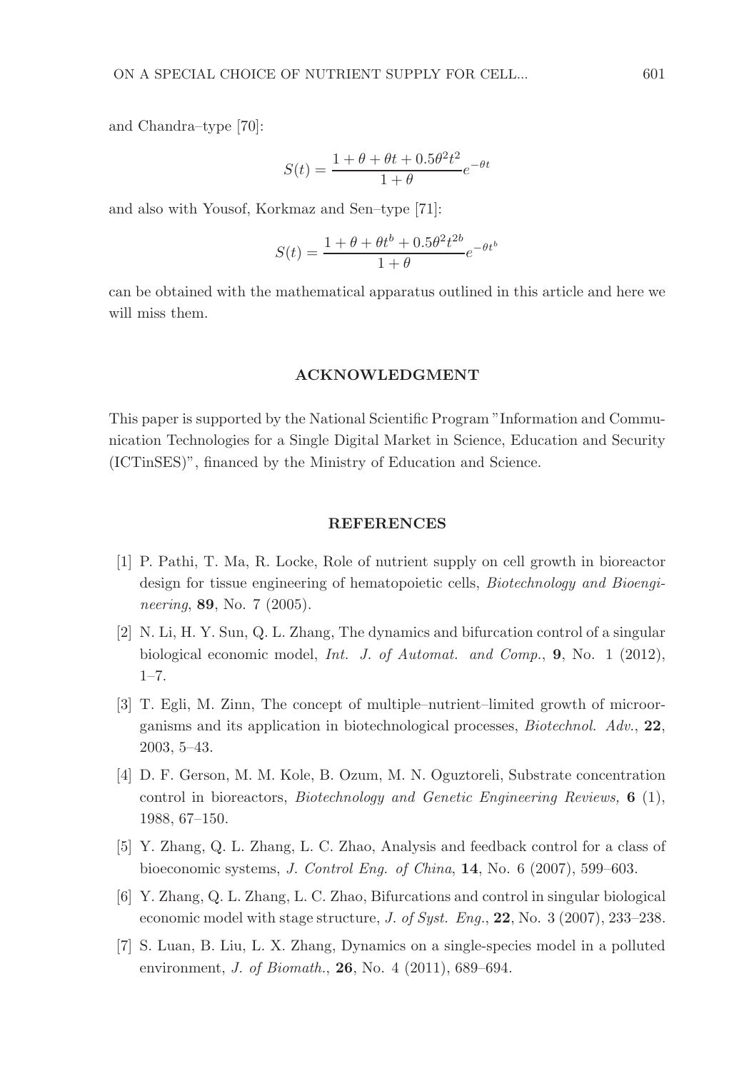and Chandra–type [70]:

$$S(t) = \frac{1 + \theta + \theta t + 0.5\theta^2 t^2}{1 + \theta} e^{-\theta t}$$

and also with Yousof, Korkmaz and Sen–type [71]:

$$S(t) = \frac{1 + \theta + \theta t^b + 0.5\theta^2 t^{2b}}{1 + \theta} e^{-\theta t^b}$$

can be obtained with the mathematical apparatus outlined in this article and here we will miss them.

## ACKNOWLEDGMENT

This paper is supported by the National Scientific Program "Information and Communication Technologies for a Single Digital Market in Science, Education and Security (ICTinSES)", financed by the Ministry of Education and Science.

## REFERENCES

[1] P. Pathi, T. Ma, R. Locke, Role of nutrient supply on cell growth in bioreactor design for tissue engineering of hematopoietic cells, *Biotechnology and Bioengineering*, **89**, No. 7 (2005).

[2] N. Li, H. Y. Sun, Q. L. Zhang, The dynamics and bifurcation control of a singular biological economic model, *Int. J. of Automat. and Comp.*, **9**, No. 1 (2012), 1–7.

[3] T. Egli, M. Zinn, The concept of multiple–nutrient–limited growth of microorganisms and its application in biotechnological processes, *Biotechnol. Adv.*, **22**, 2003, 5–43.

[4] D. F. Gerson, M. M. Kole, B. Ozum, M. N. Oguztoreli, Substrate concentration control in bioreactors, *Biotechnology and Genetic Engineering Reviews,* **6** (1), 1988, 67–150.

[5] Y. Zhang, Q. L. Zhang, L. C. Zhao, Analysis and feedback control for a class of bioeconomic systems, *J. Control Eng. of China*, **14**, No. 6 (2007), 599–603.

[6] Y. Zhang, Q. L. Zhang, L. C. Zhao, Bifurcations and control in singular biological economic model with stage structure, *J. of Syst. Eng.*, **22**, No. 3 (2007), 233–238.

[7] S. Luan, B. Liu, L. X. Zhang, Dynamics on a single-species model in a polluted environment, *J. of Biomath.*, **26**, No. 4 (2011), 689–694.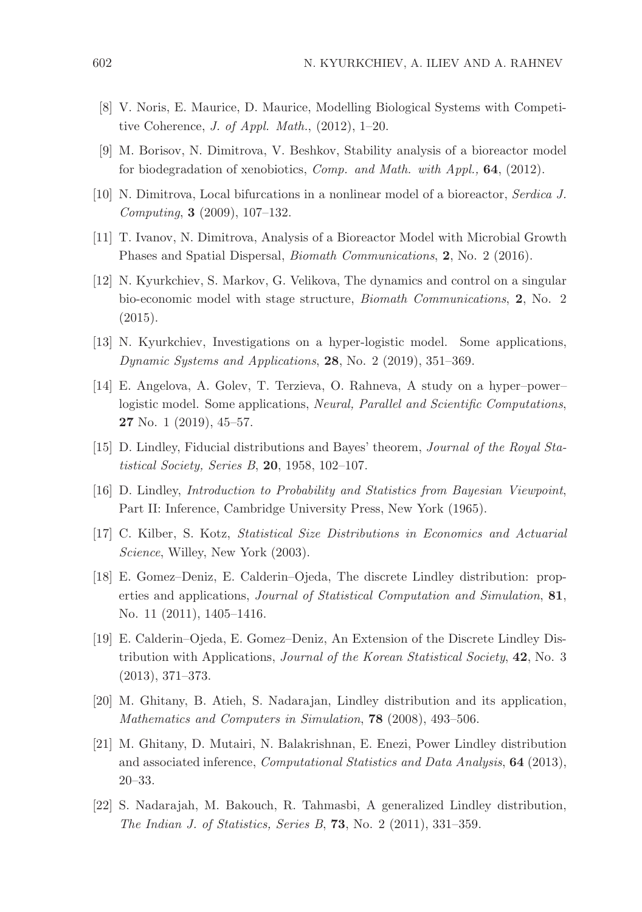[8] V. Noris, E. Maurice, D. Maurice, Modelling Biological Systems with Competitive Coherence, *J. of Appl. Math.*, (2012), 1–20.

[9] M. Borisov, N. Dimitrova, V. Beshkov, Stability analysis of a bioreactor model for biodegradation of xenobiotics, *Comp. and Math. with Appl.,* **64**, (2012).

[10] N. Dimitrova, Local bifurcations in a nonlinear model of a bioreactor, *Serdica J. Computing*, **3** (2009), 107–132.

[11] T. Ivanov, N. Dimitrova, Analysis of a Bioreactor Model with Microbial Growth Phases and Spatial Dispersal, *Biomath Communications*, **2**, No. 2 (2016).

[12] N. Kyurkchiev, S. Markov, G. Velikova, The dynamics and control on a singular bio-economic model with stage structure, *Biomath Communications*, **2**, No. 2 (2015).

[13] N. Kyurkchiev, Investigations on a hyper-logistic model. Some applications, *Dynamic Systems and Applications*, **28**, No. 2 (2019), 351–369.

[14] E. Angelova, A. Golev, T. Terzieva, O. Rahneva, A study on a hyper–power–logistic model. Some applications, *Neural, Parallel and Scientific Computations*, **27** No. 1 (2019), 45–57.

[15] D. Lindley, Fiducial distributions and Bayes' theorem, *Journal of the Royal Statistical Society, Series B*, **20**, 1958, 102–107.

[16] D. Lindley, *Introduction to Probability and Statistics from Bayesian Viewpoint*, Part II: Inference, Cambridge University Press, New York (1965).

[17] C. Kilber, S. Kotz, *Statistical Size Distributions in Economics and Actuarial Science*, Willey, New York (2003).

[18] E. Gomez–Deniz, E. Calderin–Ojeda, The discrete Lindley distribution: properties and applications, *Journal of Statistical Computation and Simulation*, **81**, No. 11 (2011), 1405–1416.

[19] E. Calderin–Ojeda, E. Gomez–Deniz, An Extension of the Discrete Lindley Distribution with Applications, *Journal of the Korean Statistical Society*, **42**, No. 3 (2013), 371–373.

[20] M. Ghitany, B. Atieh, S. Nadarajan, Lindley distribution and its application, *Mathematics and Computers in Simulation*, **78** (2008), 493–506.

[21] M. Ghitany, D. Mutairi, N. Balakrishnan, E. Enezi, Power Lindley distribution and associated inference, *Computational Statistics and Data Analysis*, **64** (2013), 20–33.

[22] S. Nadarajah, M. Bakouch, R. Tahmasbi, A generalized Lindley distribution, *The Indian J. of Statistics, Series B*, **73**, No. 2 (2011), 331–359.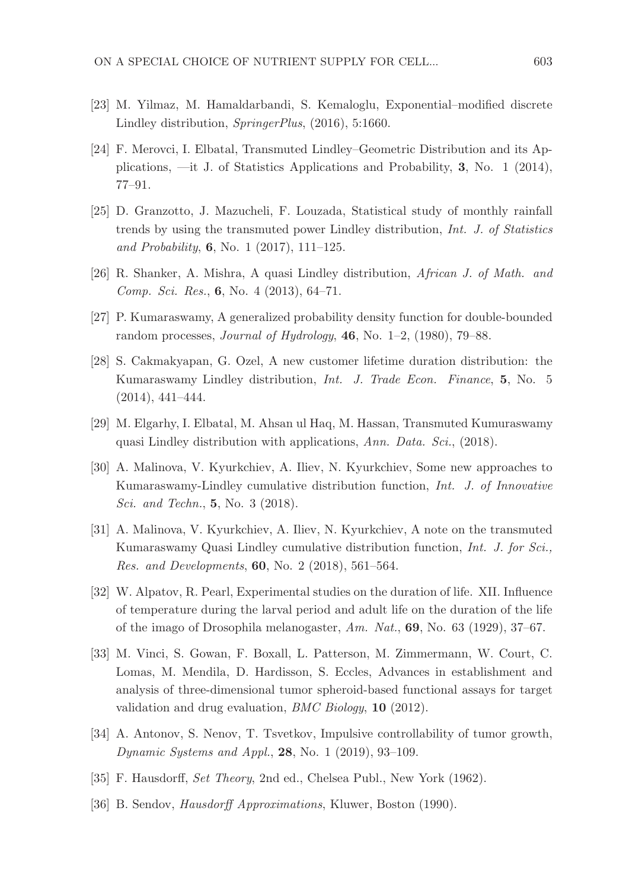[23] M. Yilmaz, M. Hamaldarbandi, S. Kemaloglu, Exponential–modified discrete Lindley distribution, *SpringerPlus*, (2016), 5:1660.

[24] F. Merovci, I. Elbatal, Transmuted Lindley–Geometric Distribution and its Applications, —it J. of Statistics Applications and Probability, **3**, No. 1 (2014), 77–91.

[25] D. Granzotto, J. Mazucheli, F. Louzada, Statistical study of monthly rainfall trends by using the transmuted power Lindley distribution, *Int. J. of Statistics and Probability*, **6**, No. 1 (2017), 111–125.

[26] R. Shanker, A. Mishra, A quasi Lindley distribution, *African J. of Math. and Comp. Sci. Res.*, **6**, No. 4 (2013), 64–71.

[27] P. Kumaraswamy, A generalized probability density function for double-bounded random processes, *Journal of Hydrology*, **46**, No. 1–2, (1980), 79–88.

[28] S. Cakmakyapan, G. Ozel, A new customer lifetime duration distribution: the Kumaraswamy Lindley distribution, *Int. J. Trade Econ. Finance*, **5**, No. 5 (2014), 441–444.

[29] M. Elgarhy, I. Elbatal, M. Ahsan ul Haq, M. Hassan, Transmuted Kumuraswamy quasi Lindley distribution with applications, *Ann. Data. Sci.*, (2018).

[30] A. Malinova, V. Kyurkchiev, A. Iliev, N. Kyurkchiev, Some new approaches to Kumaraswamy-Lindley cumulative distribution function, *Int. J. of Innovative Sci. and Techn.*, **5**, No. 3 (2018).

[31] A. Malinova, V. Kyurkchiev, A. Iliev, N. Kyurkchiev, A note on the transmuted Kumaraswamy Quasi Lindley cumulative distribution function, *Int. J. for Sci., Res. and Developments*, **60**, No. 2 (2018), 561–564.

[32] W. Alpatov, R. Pearl, Experimental studies on the duration of life. XII. Influence of temperature during the larval period and adult life on the duration of the life of the imago of Drosophila melanogaster, *Am. Nat.*, **69**, No. 63 (1929), 37–67.

[33] M. Vinci, S. Gowan, F. Boxall, L. Patterson, M. Zimmermann, W. Court, C. Lomas, M. Mendila, D. Hardisson, S. Eccles, Advances in establishment and analysis of three-dimensional tumor spheroid-based functional assays for target validation and drug evaluation, *BMC Biology*, **10** (2012).

[34] A. Antonov, S. Nenov, T. Tsvetkov, Impulsive controllability of tumor growth, *Dynamic Systems and Appl.*, **28**, No. 1 (2019), 93–109.

[35] F. Hausdorff, *Set Theory*, 2nd ed., Chelsea Publ., New York (1962).

[36] B. Sendov, *Hausdorff Approximations*, Kluwer, Boston (1990).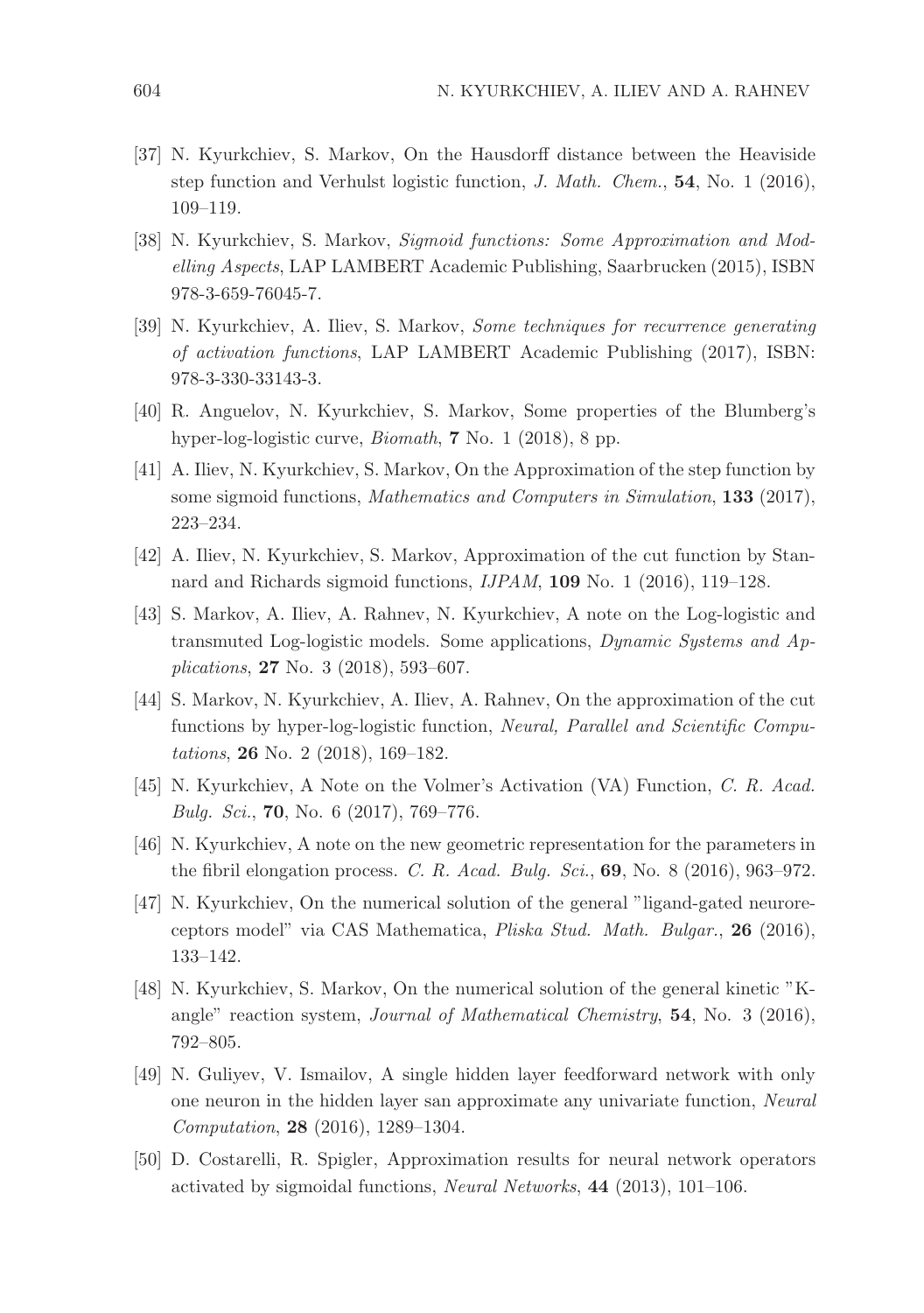[37] N. Kyurkchiev, S. Markov, On the Hausdorff distance between the Heaviside step function and Verhulst logistic function, *J. Math. Chem.*, **54**, No. 1 (2016), 109–119.

[38] N. Kyurkchiev, S. Markov, *Sigmoid functions: Some Approximation and Modelling Aspects*, LAP LAMBERT Academic Publishing, Saarbrucken (2015), ISBN 978-3-659-76045-7.

[39] N. Kyurkchiev, A. Iliev, S. Markov, *Some techniques for recurrence generating of activation functions*, LAP LAMBERT Academic Publishing (2017), ISBN: 978-3-330-33143-3.

[40] R. Anguelov, N. Kyurkchiev, S. Markov, Some properties of the Blumberg's hyper-log-logistic curve, *Biomath*, **7** No. 1 (2018), 8 pp.

[41] A. Iliev, N. Kyurkchiev, S. Markov, On the Approximation of the step function by some sigmoid functions, *Mathematics and Computers in Simulation*, **133** (2017), 223–234.

[42] A. Iliev, N. Kyurkchiev, S. Markov, Approximation of the cut function by Stannard and Richards sigmoid functions, *IJPAM*, **109** No. 1 (2016), 119–128.

[43] S. Markov, A. Iliev, A. Rahnev, N. Kyurkchiev, A note on the Log-logistic and transmuted Log-logistic models. Some applications, *Dynamic Systems and Applications*, **27** No. 3 (2018), 593–607.

[44] S. Markov, N. Kyurkchiev, A. Iliev, A. Rahnev, On the approximation of the cut functions by hyper-log-logistic function, *Neural, Parallel and Scientific Computations*, **26** No. 2 (2018), 169–182.

[45] N. Kyurkchiev, A Note on the Volmer's Activation (VA) Function, *C. R. Acad. Bulg. Sci.*, **70**, No. 6 (2017), 769–776.

[46] N. Kyurkchiev, A note on the new geometric representation for the parameters in the fibril elongation process. *C. R. Acad. Bulg. Sci.*, **69**, No. 8 (2016), 963–972.

[47] N. Kyurkchiev, On the numerical solution of the general "ligand-gated neuroreceptors model" via CAS Mathematica, *Pliska Stud. Math. Bulgar.*, **26** (2016), 133–142.

[48] N. Kyurkchiev, S. Markov, On the numerical solution of the general kinetic "K-angle" reaction system, *Journal of Mathematical Chemistry*, **54**, No. 3 (2016), 792–805.

[49] N. Guliyev, V. Ismailov, A single hidden layer feedforward network with only one neuron in the hidden layer san approximate any univariate function, *Neural Computation*, **28** (2016), 1289–1304.

[50] D. Costarelli, R. Spigler, Approximation results for neural network operators activated by sigmoidal functions, *Neural Networks*, **44** (2013), 101–106.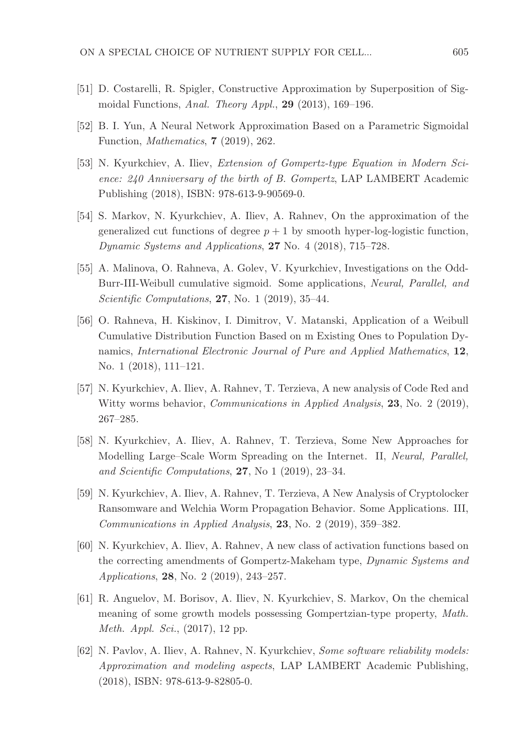[51] D. Costarelli, R. Spigler, Constructive Approximation by Superposition of Sigmoidal Functions, *Anal. Theory Appl.*, **29** (2013), 169–196.

[52] B. I. Yun, A Neural Network Approximation Based on a Parametric Sigmoidal Function, *Mathematics*, **7** (2019), 262.

[53] N. Kyurkchiev, A. Iliev, *Extension of Gompertz-type Equation in Modern Science: 240 Anniversary of the birth of B. Gompertz*, LAP LAMBERT Academic Publishing (2018), ISBN: 978-613-9-90569-0.

[54] S. Markov, N. Kyurkchiev, A. Iliev, A. Rahnev, On the approximation of the generalized cut functions of degree $p+1$ by smooth hyper-log-logistic function, *Dynamic Systems and Applications*, **27** No. 4 (2018), 715–728.

[55] A. Malinova, O. Rahneva, A. Golev, V. Kyurkchiev, Investigations on the Odd-Burr-III-Weibull cumulative sigmoid. Some applications, *Neural, Parallel, and Scientific Computations*, **27**, No. 1 (2019), 35–44.

[56] O. Rahneva, H. Kiskinov, I. Dimitrov, V. Matanski, Application of a Weibull Cumulative Distribution Function Based on m Existing Ones to Population Dynamics, *International Electronic Journal of Pure and Applied Mathematics*, **12**, No. 1 (2018), 111–121.

[57] N. Kyurkchiev, A. Iliev, A. Rahnev, T. Terzieva, A new analysis of Code Red and Witty worms behavior, *Communications in Applied Analysis*, **23**, No. 2 (2019), 267–285.

[58] N. Kyurkchiev, A. Iliev, A. Rahnev, T. Terzieva, Some New Approaches for Modelling Large–Scale Worm Spreading on the Internet. II, *Neural, Parallel, and Scientific Computations*, **27**, No 1 (2019), 23–34.

[59] N. Kyurkchiev, A. Iliev, A. Rahnev, T. Terzieva, A New Analysis of Cryptolocker Ransomware and Welchia Worm Propagation Behavior. Some Applications. III, *Communications in Applied Analysis*, **23**, No. 2 (2019), 359–382.

[60] N. Kyurkchiev, A. Iliev, A. Rahnev, A new class of activation functions based on the correcting amendments of Gompertz-Makeham type, *Dynamic Systems and Applications*, **28**, No. 2 (2019), 243–257.

[61] R. Anguelov, M. Borisov, A. Iliev, N. Kyurkchiev, S. Markov, On the chemical meaning of some growth models possessing Gompertzian-type property, *Math. Meth. Appl. Sci.*, (2017), 12 pp.

[62] N. Pavlov, A. Iliev, A. Rahnev, N. Kyurkchiev, *Some software reliability models: Approximation and modeling aspects*, LAP LAMBERT Academic Publishing, (2018), ISBN: 978-613-9-82805-0.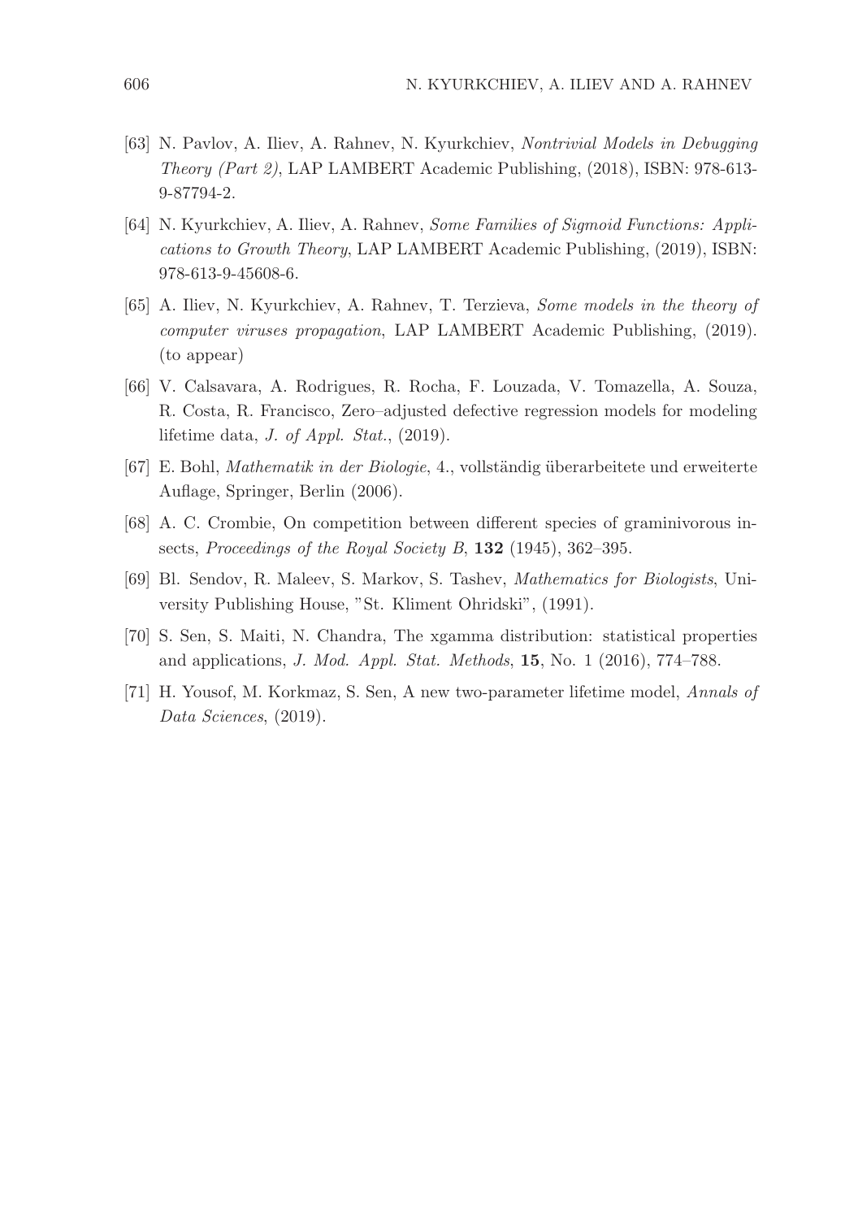[63] N. Pavlov, A. Iliev, A. Rahnev, N. Kyurkchiev, *Nontrivial Models in Debugging Theory (Part 2)*, LAP LAMBERT Academic Publishing, (2018), ISBN: 978-613-9-87794-2.

[64] N. Kyurkchiev, A. Iliev, A. Rahnev, *Some Families of Sigmoid Functions: Applications to Growth Theory*, LAP LAMBERT Academic Publishing, (2019), ISBN: 978-613-9-45608-6.

[65] A. Iliev, N. Kyurkchiev, A. Rahnev, T. Terzieva, *Some models in the theory of computer viruses propagation*, LAP LAMBERT Academic Publishing, (2019). (to appear)

[66] V. Calsavara, A. Rodrigues, R. Rocha, F. Louzada, V. Tomazella, A. Souza, R. Costa, R. Francisco, Zero–adjusted defective regression models for modeling lifetime data, *J. of Appl. Stat.*, (2019).

[67] E. Bohl, *Mathematik in der Biologie*, 4., vollständig überarbeitete und erweiterte Auflage, Springer, Berlin (2006).

[68] A. C. Crombie, On competition between different species of graminivorous insects, *Proceedings of the Royal Society B*, **132** (1945), 362–395.

[69] Bl. Sendov, R. Maleev, S. Markov, S. Tashev, *Mathematics for Biologists*, University Publishing House, "St. Kliment Ohridski", (1991).

[70] S. Sen, S. Maiti, N. Chandra, The xgamma distribution: statistical properties and applications, *J. Mod. Appl. Stat. Methods*, **15**, No. 1 (2016), 774–788.

[71] H. Yousof, M. Korkmaz, S. Sen, A new two-parameter lifetime model, *Annals of Data Sciences*, (2019).